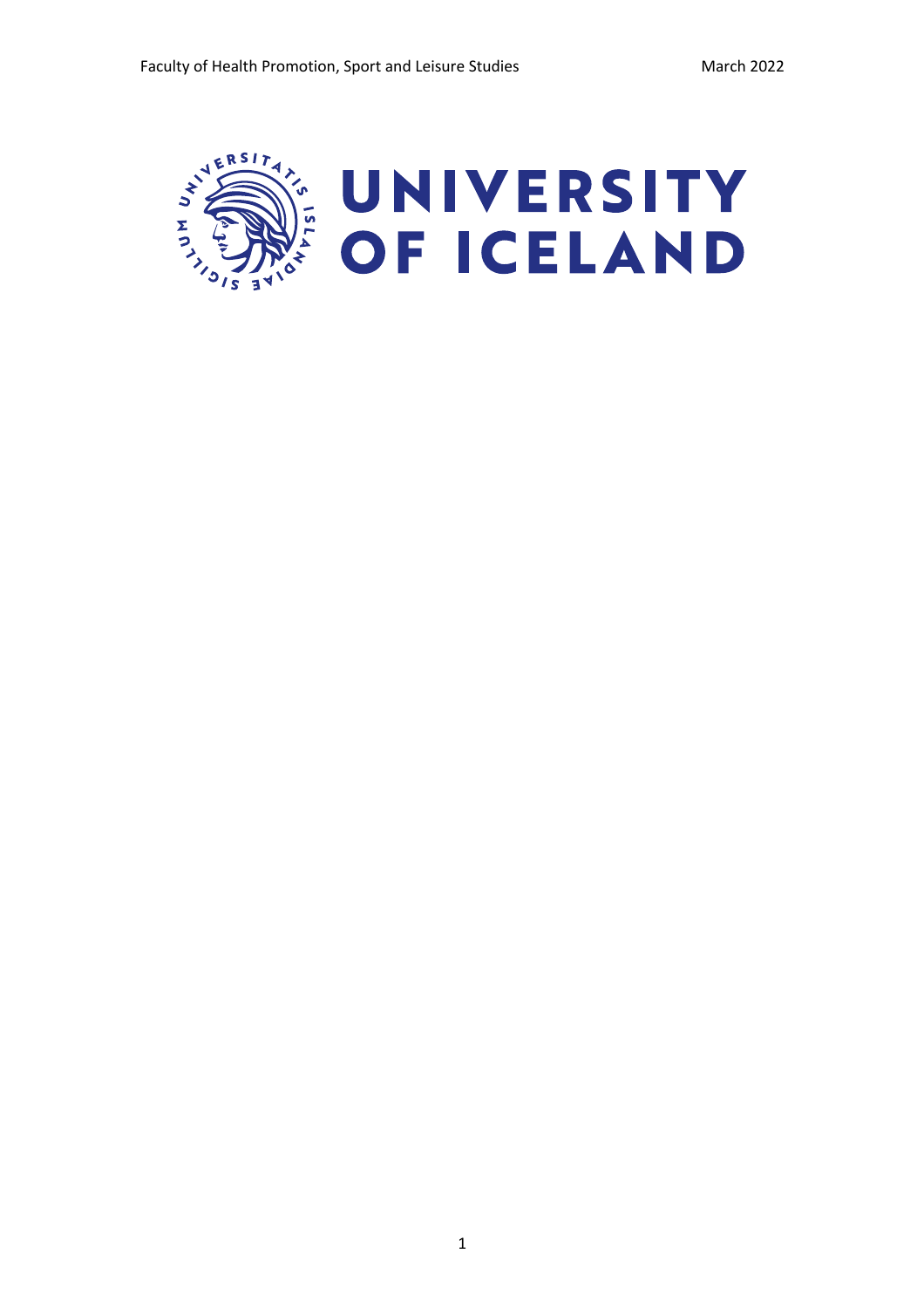UNIVERSITY OF ICELAND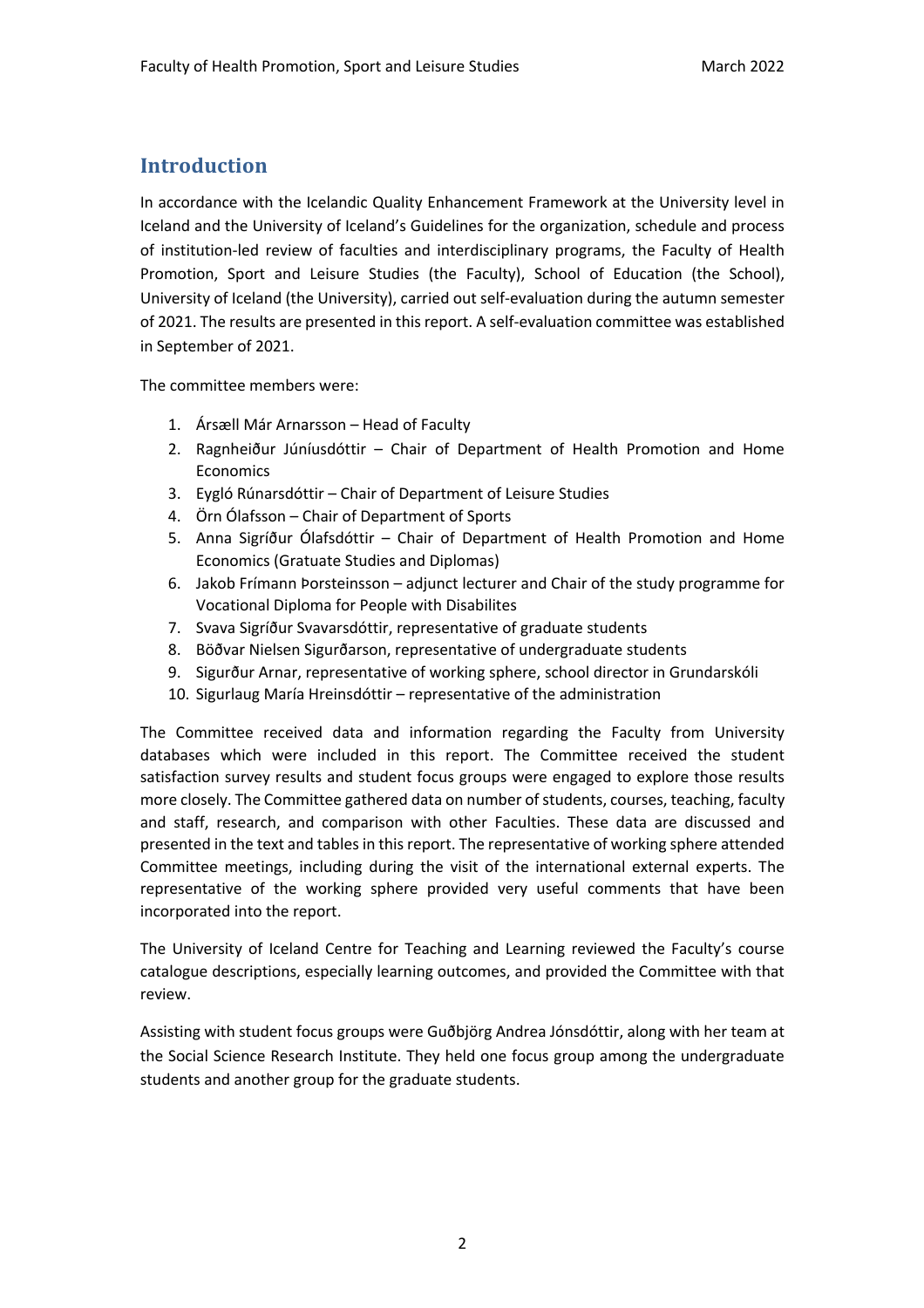# Introduction

In accordance with the Icelandic Quality Enhancement Framework at the University level in Iceland and the University of Iceland's Guidelines for the organization, schedule and process of institution-led review of faculties and interdisciplinary programs, the Faculty of Health Promotion, Sport and Leisure Studies (the Faculty), School of Education (the School), University of Iceland (the University), carried out self-evaluation during the autumn semester of 2021. The results are presented in this report. A self-evaluation committee was established in September of 2021.

The committee members were:

1. Ársæll Már Arnarsson – Head of Faculty
2. Ragnheiður Júníusdóttir – Chair of Department of Health Promotion and Home Economics
3. Eygló Rúnarsdóttir – Chair of Department of Leisure Studies
4. Örn Ólafsson – Chair of Department of Sports
5. Anna Sigríður Ólafsdóttir – Chair of Department of Health Promotion and Home Economics (Gratuate Studies and Diplomas)
6. Jakob Frímann Þorsteinsson – adjunct lecturer and Chair of the study programme for Vocational Diploma for People with Disabilites
7. Svava Sigríður Svavarsdóttir, representative of graduate students
8. Böðvar Nielsen Sigurðarson, representative of undergraduate students
9. Sigurður Arnar, representative of working sphere, school director in Grundarskóli
10. Sigurlaug María Hreinsdóttir – representative of the administration

The Committee received data and information regarding the Faculty from University databases which were included in this report. The Committee received the student satisfaction survey results and student focus groups were engaged to explore those results more closely. The Committee gathered data on number of students, courses, teaching, faculty and staff, research, and comparison with other Faculties. These data are discussed and presented in the text and tables in this report. The representative of working sphere attended Committee meetings, including during the visit of the international external experts. The representative of the working sphere provided very useful comments that have been incorporated into the report.

The University of Iceland Centre for Teaching and Learning reviewed the Faculty's course catalogue descriptions, especially learning outcomes, and provided the Committee with that review.

Assisting with student focus groups were Guðbjörg Andrea Jónsdóttir, along with her team at the Social Science Research Institute. They held one focus group among the undergraduate students and another group for the graduate students.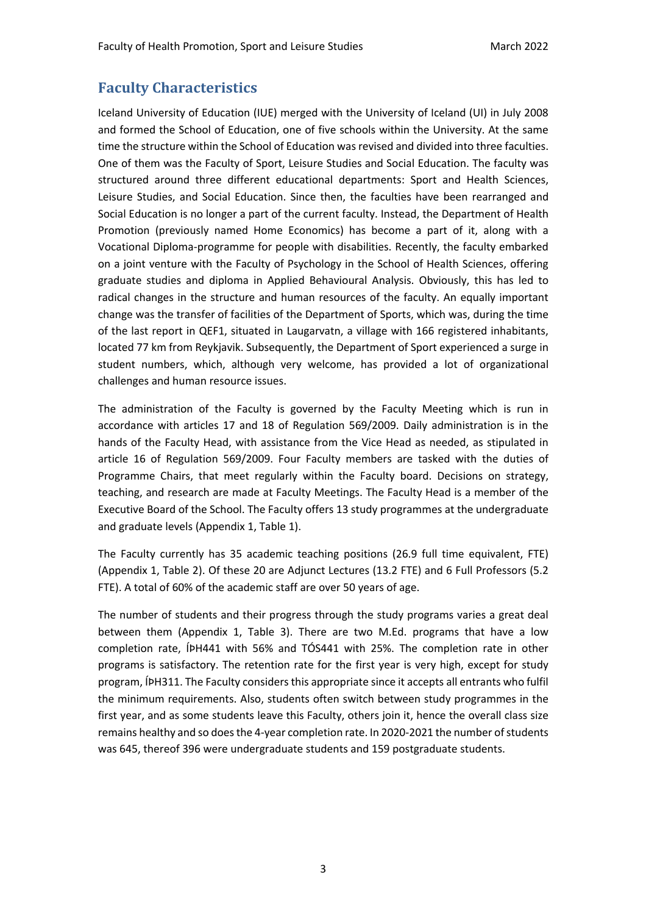## Faculty Characteristics

Iceland University of Education (IUE) merged with the University of Iceland (UI) in July 2008 and formed the School of Education, one of five schools within the University. At the same time the structure within the School of Education was revised and divided into three faculties. One of them was the Faculty of Sport, Leisure Studies and Social Education. The faculty was structured around three different educational departments: Sport and Health Sciences, Leisure Studies, and Social Education. Since then, the faculties have been rearranged and Social Education is no longer a part of the current faculty. Instead, the Department of Health Promotion (previously named Home Economics) has become a part of it, along with a Vocational Diploma-programme for people with disabilities. Recently, the faculty embarked on a joint venture with the Faculty of Psychology in the School of Health Sciences, offering graduate studies and diploma in Applied Behavioural Analysis. Obviously, this has led to radical changes in the structure and human resources of the faculty. An equally important change was the transfer of facilities of the Department of Sports, which was, during the time of the last report in QEF1, situated in Laugarvatn, a village with 166 registered inhabitants, located 77 km from Reykjavik. Subsequently, the Department of Sport experienced a surge in student numbers, which, although very welcome, has provided a lot of organizational challenges and human resource issues.

The administration of the Faculty is governed by the Faculty Meeting which is run in accordance with articles 17 and 18 of Regulation 569/2009. Daily administration is in the hands of the Faculty Head, with assistance from the Vice Head as needed, as stipulated in article 16 of Regulation 569/2009. Four Faculty members are tasked with the duties of Programme Chairs, that meet regularly within the Faculty board. Decisions on strategy, teaching, and research are made at Faculty Meetings. The Faculty Head is a member of the Executive Board of the School. The Faculty offers 13 study programmes at the undergraduate and graduate levels (Appendix 1, Table 1).

The Faculty currently has 35 academic teaching positions (26.9 full time equivalent, FTE) (Appendix 1, Table 2). Of these 20 are Adjunct Lectures (13.2 FTE) and 6 Full Professors (5.2 FTE). A total of 60% of the academic staff are over 50 years of age.

The number of students and their progress through the study programs varies a great deal between them (Appendix 1, Table 3). There are two M.Ed. programs that have a low completion rate, ÍÞH441 with 56% and TÓS441 with 25%. The completion rate in other programs is satisfactory. The retention rate for the first year is very high, except for study program, ÍÞH311. The Faculty considers this appropriate since it accepts all entrants who fulfil the minimum requirements. Also, students often switch between study programmes in the first year, and as some students leave this Faculty, others join it, hence the overall class size remains healthy and so does the 4-year completion rate. In 2020-2021 the number of students was 645, thereof 396 were undergraduate students and 159 postgraduate students.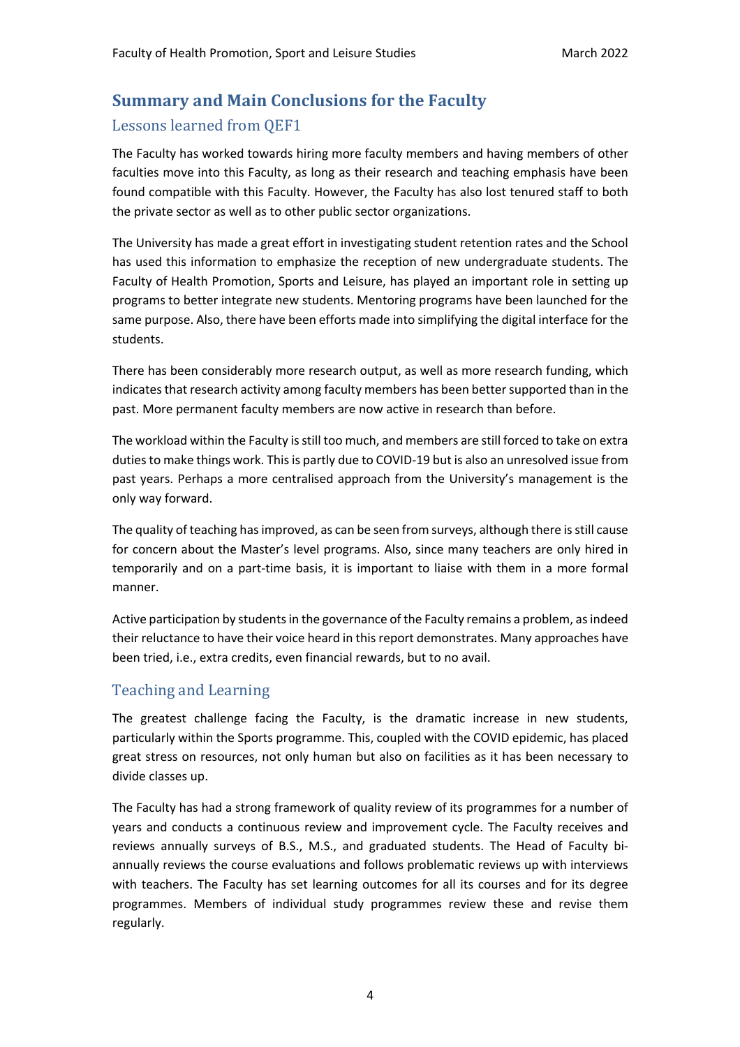## Summary and Main Conclusions for the Faculty

### Lessons learned from QEF1

The Faculty has worked towards hiring more faculty members and having members of other faculties move into this Faculty, as long as their research and teaching emphasis have been found compatible with this Faculty. However, the Faculty has also lost tenured staff to both the private sector as well as to other public sector organizations.

The University has made a great effort in investigating student retention rates and the School has used this information to emphasize the reception of new undergraduate students. The Faculty of Health Promotion, Sports and Leisure, has played an important role in setting up programs to better integrate new students. Mentoring programs have been launched for the same purpose. Also, there have been efforts made into simplifying the digital interface for the students.

There has been considerably more research output, as well as more research funding, which indicates that research activity among faculty members has been better supported than in the past. More permanent faculty members are now active in research than before.

The workload within the Faculty is still too much, and members are still forced to take on extra duties to make things work. This is partly due to COVID-19 but is also an unresolved issue from past years. Perhaps a more centralised approach from the University's management is the only way forward.

The quality of teaching has improved, as can be seen from surveys, although there is still cause for concern about the Master's level programs. Also, since many teachers are only hired in temporarily and on a part-time basis, it is important to liaise with them in a more formal manner.

Active participation by students in the governance of the Faculty remains a problem, as indeed their reluctance to have their voice heard in this report demonstrates. Many approaches have been tried, i.e., extra credits, even financial rewards, but to no avail.

### Teaching and Learning

The greatest challenge facing the Faculty, is the dramatic increase in new students, particularly within the Sports programme. This, coupled with the COVID epidemic, has placed great stress on resources, not only human but also on facilities as it has been necessary to divide classes up.

The Faculty has had a strong framework of quality review of its programmes for a number of years and conducts a continuous review and improvement cycle. The Faculty receives and reviews annually surveys of B.S., M.S., and graduated students. The Head of Faculty bi-annually reviews the course evaluations and follows problematic reviews up with interviews with teachers. The Faculty has set learning outcomes for all its courses and for its degree programmes. Members of individual study programmes review these and revise them regularly.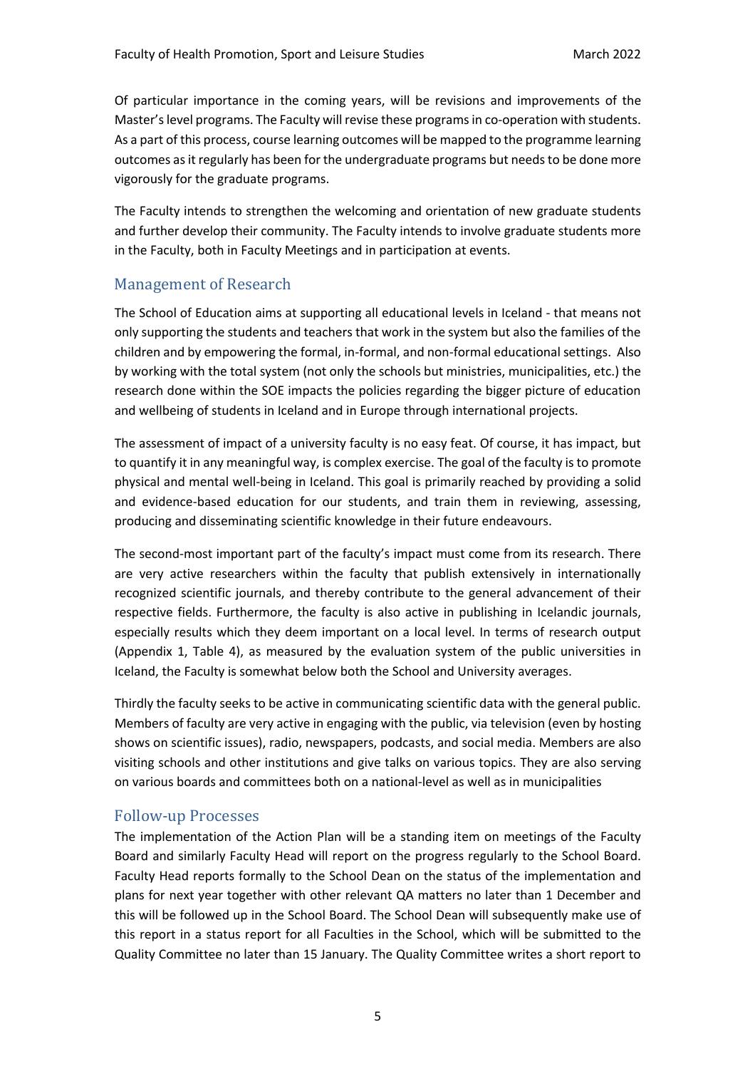Of particular importance in the coming years, will be revisions and improvements of the Master's level programs. The Faculty will revise these programs in co-operation with students. As a part of this process, course learning outcomes will be mapped to the programme learning outcomes as it regularly has been for the undergraduate programs but needs to be done more vigorously for the graduate programs.

The Faculty intends to strengthen the welcoming and orientation of new graduate students and further develop their community. The Faculty intends to involve graduate students more in the Faculty, both in Faculty Meetings and in participation at events.

## Management of Research

The School of Education aims at supporting all educational levels in Iceland - that means not only supporting the students and teachers that work in the system but also the families of the children and by empowering the formal, in-formal, and non-formal educational settings. Also by working with the total system (not only the schools but ministries, municipalities, etc.) the research done within the SOE impacts the policies regarding the bigger picture of education and wellbeing of students in Iceland and in Europe through international projects.

The assessment of impact of a university faculty is no easy feat. Of course, it has impact, but to quantify it in any meaningful way, is complex exercise. The goal of the faculty is to promote physical and mental well-being in Iceland. This goal is primarily reached by providing a solid and evidence-based education for our students, and train them in reviewing, assessing, producing and disseminating scientific knowledge in their future endeavours.

The second-most important part of the faculty's impact must come from its research. There are very active researchers within the faculty that publish extensively in internationally recognized scientific journals, and thereby contribute to the general advancement of their respective fields. Furthermore, the faculty is also active in publishing in Icelandic journals, especially results which they deem important on a local level. In terms of research output (Appendix 1, Table 4), as measured by the evaluation system of the public universities in Iceland, the Faculty is somewhat below both the School and University averages.

Thirdly the faculty seeks to be active in communicating scientific data with the general public. Members of faculty are very active in engaging with the public, via television (even by hosting shows on scientific issues), radio, newspapers, podcasts, and social media. Members are also visiting schools and other institutions and give talks on various topics. They are also serving on various boards and committees both on a national-level as well as in municipalities

## Follow-up Processes

The implementation of the Action Plan will be a standing item on meetings of the Faculty Board and similarly Faculty Head will report on the progress regularly to the School Board. Faculty Head reports formally to the School Dean on the status of the implementation and plans for next year together with other relevant QA matters no later than 1 December and this will be followed up in the School Board. The School Dean will subsequently make use of this report in a status report for all Faculties in the School, which will be submitted to the Quality Committee no later than 15 January. The Quality Committee writes a short report to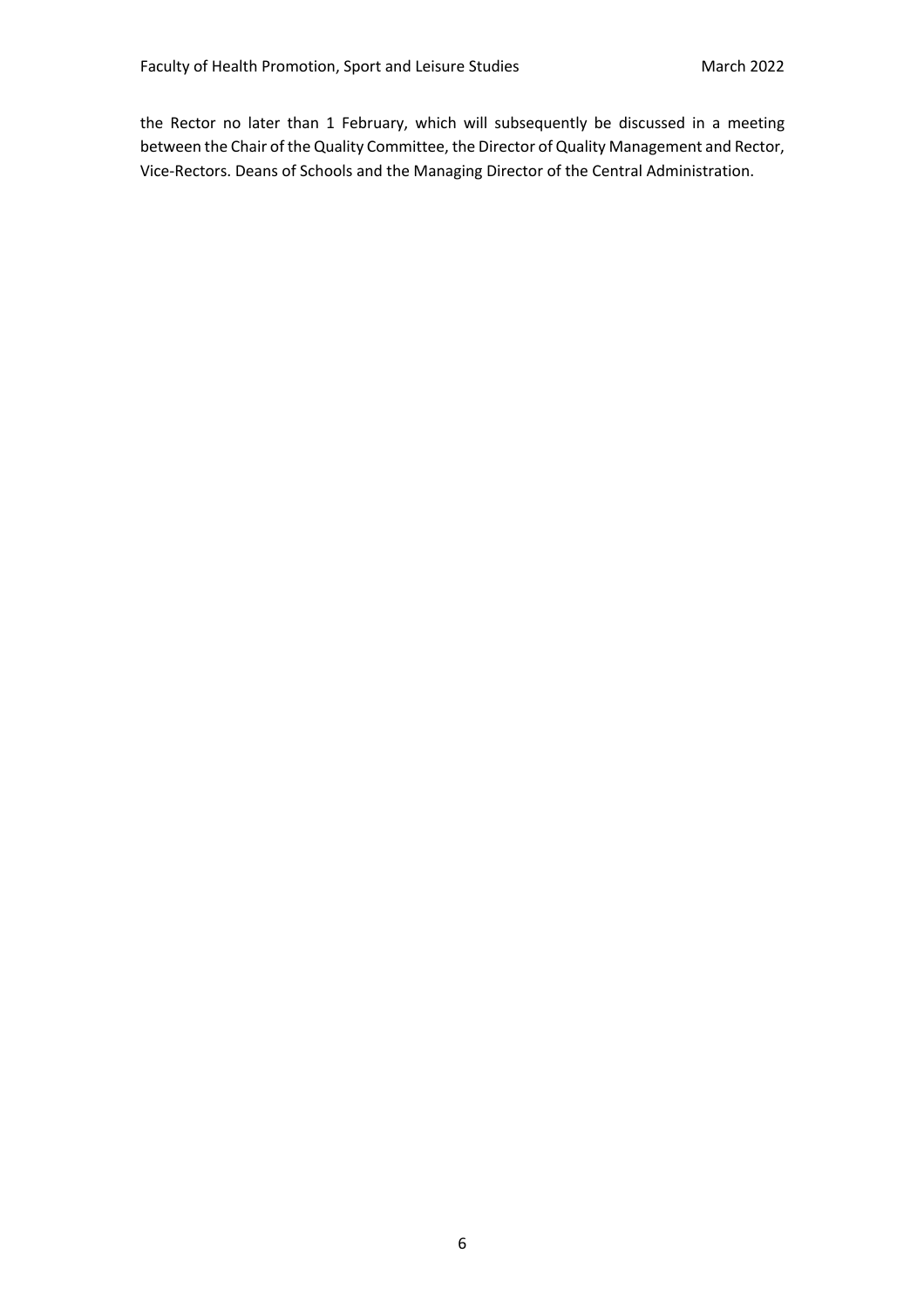the Rector no later than 1 February, which will subsequently be discussed in a meeting between the Chair of the Quality Committee, the Director of Quality Management and Rector, Vice-Rectors. Deans of Schools and the Managing Director of the Central Administration.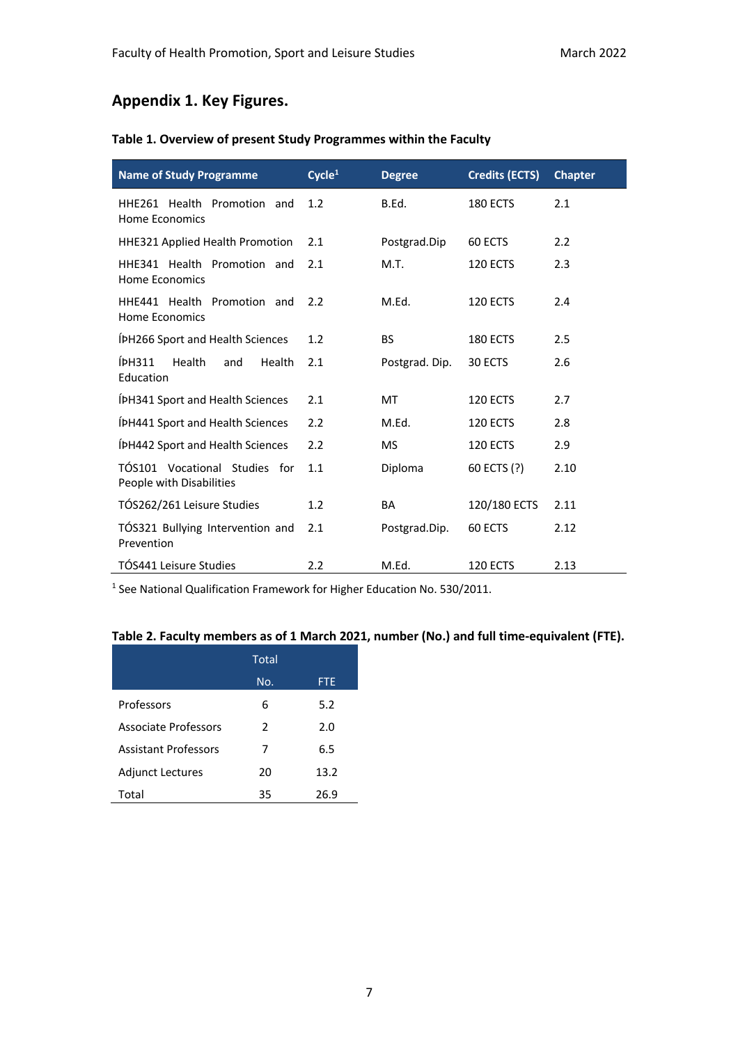## Appendix 1. Key Figures.

**Table 1. Overview of present Study Programmes within the Faculty**

| Name of Study Programme | Cycle[1] | Degree | Credits (ECTS) | Chapter |
|---|---|---|---|---|
| HHE261 Health Promotion and Home Economics | 1.2 | B.Ed. | 180 ECTS | 2.1 |
| HHE321 Applied Health Promotion | 2.1 | Postgrad.Dip | 60 ECTS | 2.2 |
| HHE341 Health Promotion and Home Economics | 2.1 | M.T. | 120 ECTS | 2.3 |
| HHE441 Health Promotion and Home Economics | 2.2 | M.Ed. | 120 ECTS | 2.4 |
| ÍÞH266 Sport and Health Sciences | 1.2 | BS | 180 ECTS | 2.5 |
| ÍÞH311 Health and Health Education | 2.1 | Postgrad. Dip. | 30 ECTS | 2.6 |
| ÍÞH341 Sport and Health Sciences | 2.1 | MT | 120 ECTS | 2.7 |
| ÍÞH441 Sport and Health Sciences | 2.2 | M.Ed. | 120 ECTS | 2.8 |
| ÍÞH442 Sport and Health Sciences | 2.2 | MS | 120 ECTS | 2.9 |
| TÓS101 Vocational Studies for People with Disabilities | 1.1 | Diploma | 60 ECTS (?) | 2.10 |
| TÓS262/261 Leisure Studies | 1.2 | BA | 120/180 ECTS | 2.11 |
| TÓS321 Bullying Intervention and Prevention | 2.1 | Postgrad.Dip. | 60 ECTS | 2.12 |
| TÓS441 Leisure Studies | 2.2 | M.Ed. | 120 ECTS | 2.13 |

[1] See National Qualification Framework for Higher Education No. 530/2011.

**Table 2. Faculty members as of 1 March 2021, number (No.) and full time-equivalent (FTE).**

| | Total | |
|---|---|---|
| | No. | FTE |
| Professors | 6 | 5.2 |
| Associate Professors | 2 | 2.0 |
| Assistant Professors | 7 | 6.5 |
| Adjunct Lectures | 20 | 13.2 |
| Total | 35 | 26.9 |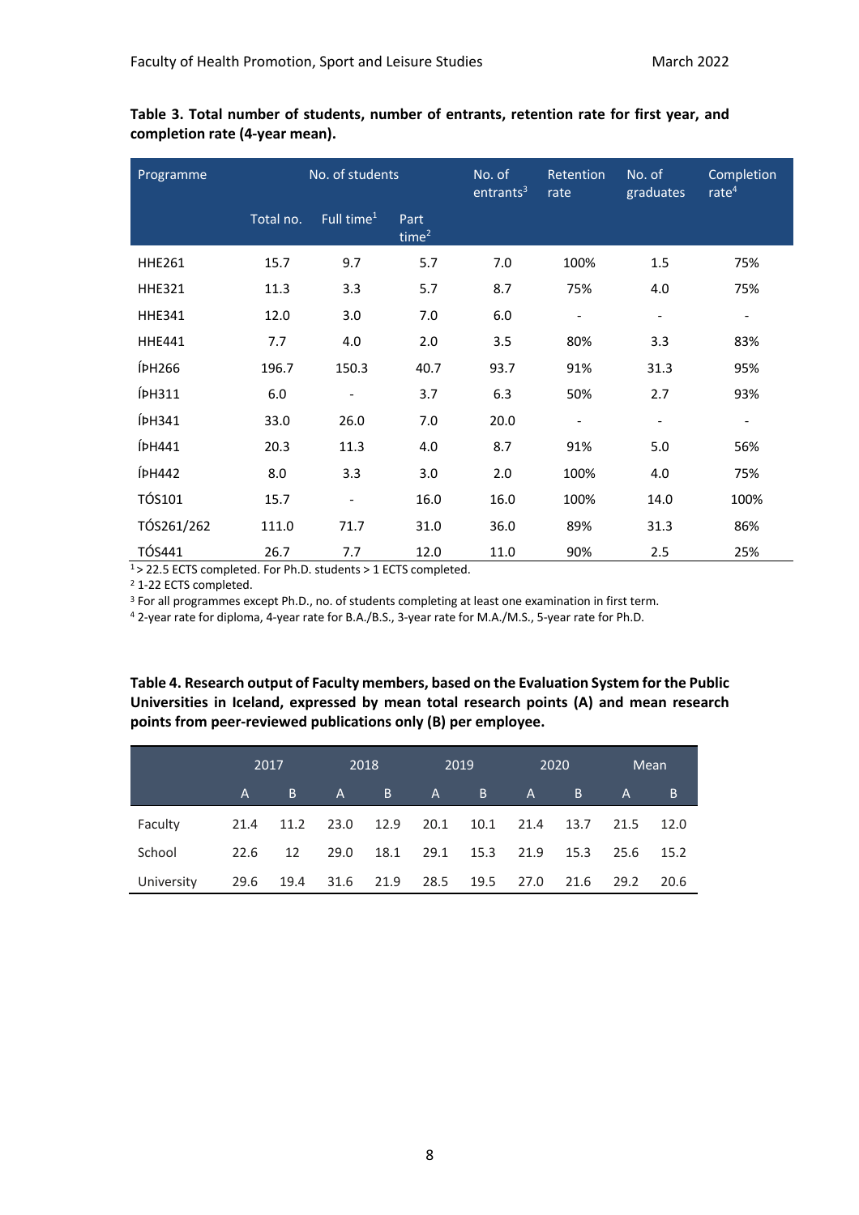**Table 3. Total number of students, number of entrants, retention rate for first year, and completion rate (4-year mean).**

| Programme | No. of students | | | No. of entrants[3] | Retention rate | No. of graduates | Completion rate[4] |
|---|---|---|---|---|---|---|---|
| | Total no. | Full time[1] | Part time[2] | | | | |
| HHE261 | 15.7 | 9.7 | 5.7 | 7.0 | 100% | 1.5 | 75% |
| HHE321 | 11.3 | 3.3 | 5.7 | 8.7 | 75% | 4.0 | 75% |
| HHE341 | 12.0 | 3.0 | 7.0 | 6.0 | - | - | - |
| HHE441 | 7.7 | 4.0 | 2.0 | 3.5 | 80% | 3.3 | 83% |
| ÍÞH266 | 196.7 | 150.3 | 40.7 | 93.7 | 91% | 31.3 | 95% |
| ÍÞH311 | 6.0 | - | 3.7 | 6.3 | 50% | 2.7 | 93% |
| ÍÞH341 | 33.0 | 26.0 | 7.0 | 20.0 | - | - | - |
| ÍÞH441 | 20.3 | 11.3 | 4.0 | 8.7 | 91% | 5.0 | 56% |
| ÍÞH442 | 8.0 | 3.3 | 3.0 | 2.0 | 100% | 4.0 | 75% |
| TÓS101 | 15.7 | - | 16.0 | 16.0 | 100% | 14.0 | 100% |
| TÓS261/262 | 111.0 | 71.7 | 31.0 | 36.0 | 89% | 31.3 | 86% |
| TÓS441 | 26.7 | 7.7 | 12.0 | 11.0 | 90% | 2.5 | 25% |

[1] > 22.5 ECTS completed. For Ph.D. students > 1 ECTS completed.
[2] 1-22 ECTS completed.
[3] For all programmes except Ph.D., no. of students completing at least one examination in first term.
[4] 2-year rate for diploma, 4-year rate for B.A./B.S., 3-year rate for M.A./M.S., 5-year rate for Ph.D.

**Table 4. Research output of Faculty members, based on the Evaluation System for the Public Universities in Iceland, expressed by mean total research points (A) and mean research points from peer-reviewed publications only (B) per employee.**

| | 2017 | | 2018 | | 2019 | | 2020 | | Mean | |
|---|---|---|---|---|---|---|---|---|---|---|
| | A | B | A | B | A | B | A | B | A | B |
| Faculty | 21.4 | 11.2 | 23.0 | 12.9 | 20.1 | 10.1 | 21.4 | 13.7 | 21.5 | 12.0 |
| School | 22.6 | 12 | 29.0 | 18.1 | 29.1 | 15.3 | 21.9 | 15.3 | 25.6 | 15.2 |
| University | 29.6 | 19.4 | 31.6 | 21.9 | 28.5 | 19.5 | 27.0 | 21.6 | 29.2 | 20.6 |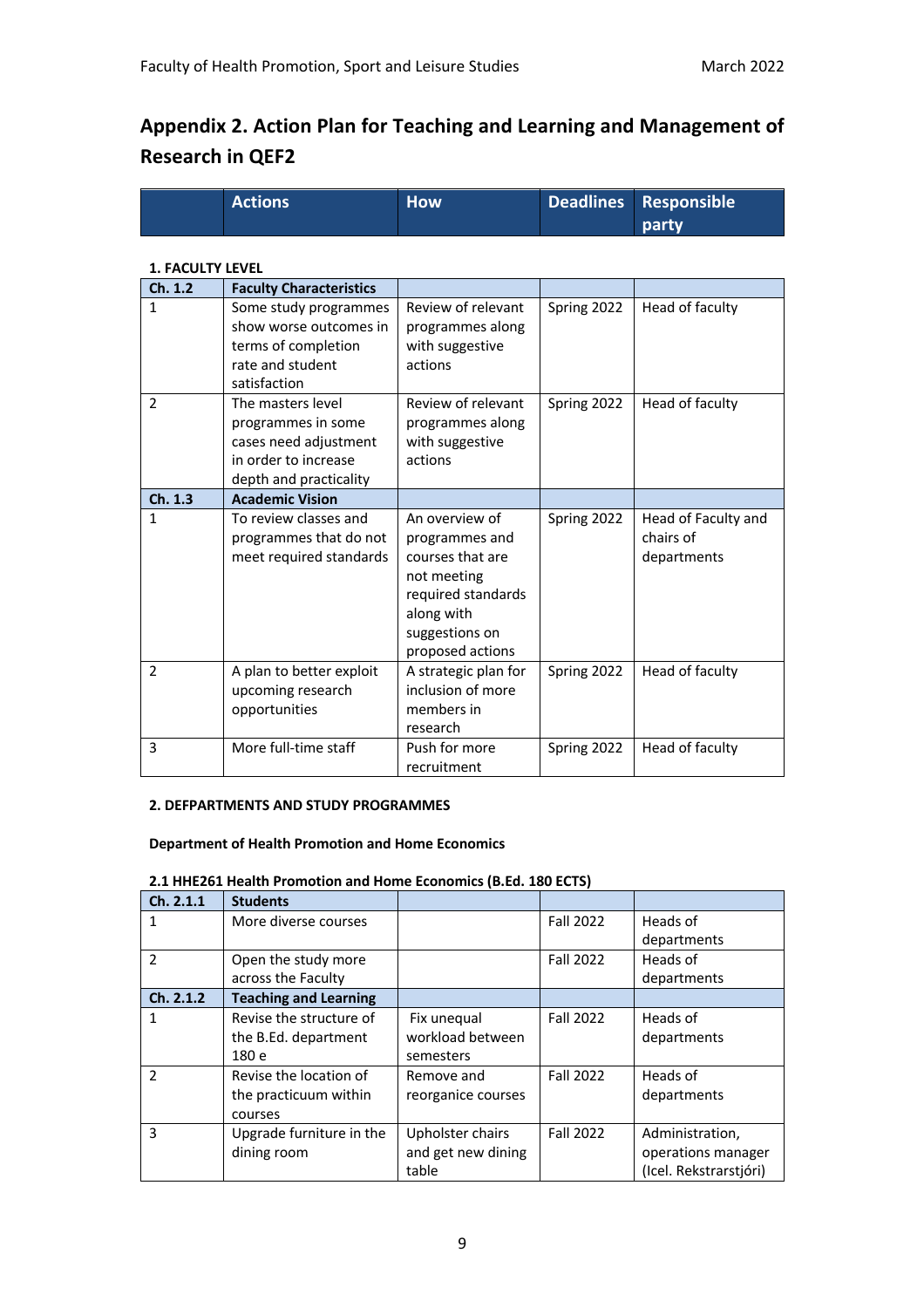## Appendix 2. Action Plan for Teaching and Learning and Management of Research in QEF2

| | Actions | How | Deadlines | Responsible party |
|---|---|---|---|---|
| **1. FACULTY LEVEL** | | | | |
| **Ch. 1.2** | **Faculty Characteristics** | | | |
| 1 | Some study programmes show worse outcomes in terms of completion rate and student satisfaction | Review of relevant programmes along with suggestive actions | Spring 2022 | Head of faculty |
| 2 | The masters level programmes in some cases need adjustment in order to increase depth and practicality | Review of relevant programmes along with suggestive actions | Spring 2022 | Head of faculty |
| **Ch. 1.3** | **Academic Vision** | | | |
| 1 | To review classes and programmes that do not meet required standards | An overview of programmes and courses that are not meeting required standards along with suggestions on proposed actions | Spring 2022 | Head of Faculty and chairs of departments |
| 2 | A plan to better exploit upcoming research opportunities | A strategic plan for inclusion of more members in research | Spring 2022 | Head of faculty |
| 3 | More full-time staff | Push for more recruitment | Spring 2022 | Head of faculty |

**2. DEFPARTMENTS AND STUDY PROGRAMMES**

**Department of Health Promotion and Home Economics**

**2.1 HHE261 Health Promotion and Home Economics (B.Ed. 180 ECTS)**

| | | | | |
|---|---|---|---|---|
| **Ch. 2.1.1** | **Students** | | | |
| 1 | More diverse courses | | Fall 2022 | Heads of departments |
| 2 | Open the study more across the Faculty | | Fall 2022 | Heads of departments |
| **Ch. 2.1.2** | **Teaching and Learning** | | | |
| 1 | Revise the structure of the B.Ed. department 180 e | Fix unequal workload between semesters | Fall 2022 | Heads of departments |
| 2 | Revise the location of the practicuum within courses | Remove and reorganice courses | Fall 2022 | Heads of departments |
| 3 | Upgrade furniture in the dining room | Upholster chairs and get new dining table | Fall 2022 | Administration, operations manager (Icel. Rekstrarstjóri) |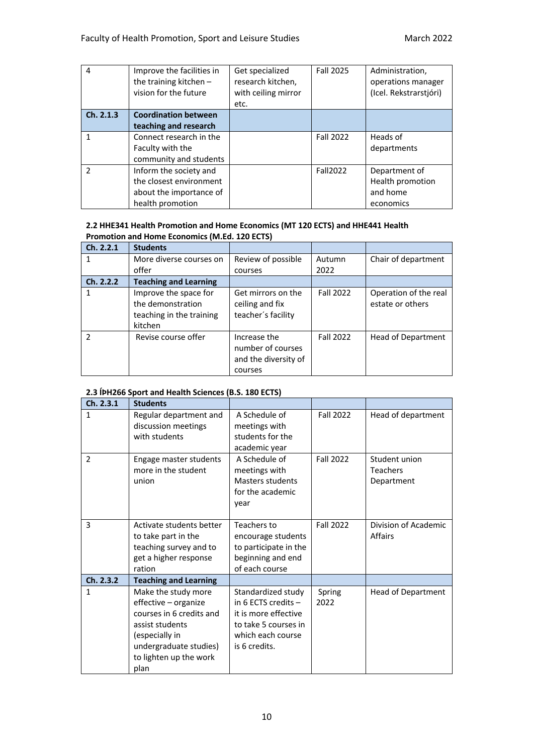| | | | | |
|---|---|---|---|---|
| 4 | Improve the facilities in the training kitchen – vision for the future | Get specialized research kitchen, with ceiling mirror etc. | Fall 2025 | Administration, operations manager (Icel. Rekstrarstjóri) |
| **Ch. 2.1.3** | **Coordination between teaching and research** | | | |
| 1 | Connect research in the Faculty with the community and students | | Fall 2022 | Heads of departments |
| 2 | Inform the society and the closest environment about the importance of health promotion | | Fall2022 | Department of Health promotion and home economics |

**2.2 HHE341 Health Promotion and Home Economics (MT 120 ECTS) and HHE441 Health Promotion and Home Economics (M.Ed. 120 ECTS)**

| **Ch. 2.2.1** | **Students** | | | |
|---|---|---|---|---|
| 1 | More diverse courses on offer | Review of possible courses | Autumn 2022 | Chair of department |
| **Ch. 2.2.2** | **Teaching and Learning** | | | |
| 1 | Improve the space for the demonstration teaching in the training kitchen | Get mirrors on the ceiling and fix teacher´s facility | Fall 2022 | Operation of the real estate or others |
| 2 | Revise course offer | Increase the number of courses and the diversity of courses | Fall 2022 | Head of Department |

**2.3 ÍÞH266 Sport and Health Sciences (B.S. 180 ECTS)**

| **Ch. 2.3.1** | **Students** | | | |
|---|---|---|---|---|
| 1 | Regular department and discussion meetings with students | A Schedule of meetings with students for the academic year | Fall 2022 | Head of department |
| 2 | Engage master students more in the student union | A Schedule of meetings with Masters students for the academic year | Fall 2022 | Student union Teachers Department |
| 3 | Activate students better to take part in the teaching survey and to get a higher response ration | Teachers to encourage students to participate in the beginning and end of each course | Fall 2022 | Division of Academic Affairs |
| **Ch. 2.3.2** | **Teaching and Learning** | | | |
| 1 | Make the study more effective – organize courses in 6 credits and assist students (especially in undergraduate studies) to lighten up the work plan | Standardized study in 6 ECTS credits – it is more effective to take 5 courses in which each course is 6 credits. | Spring 2022 | Head of Department |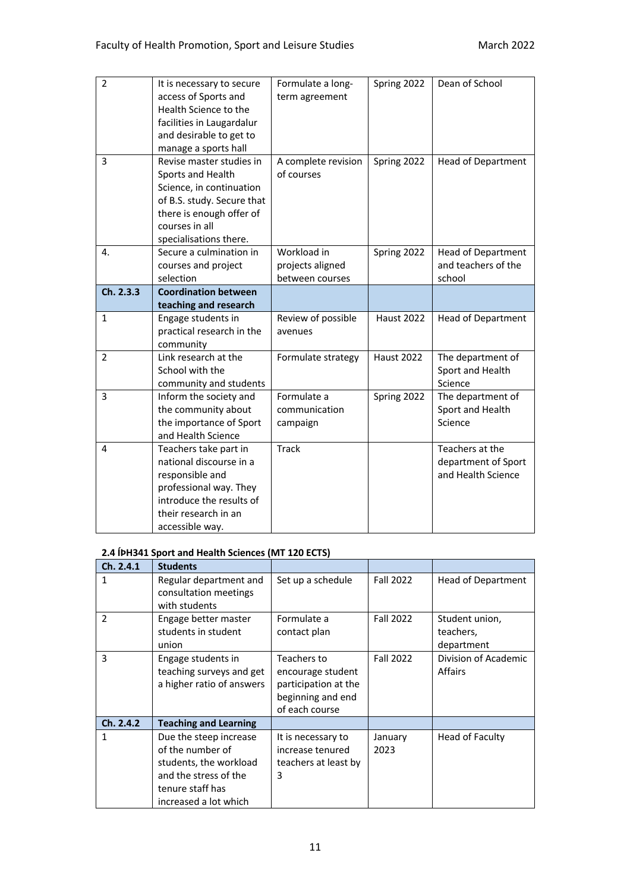| | | | | |
|---|---|---|---|---|
| 2 | It is necessary to secure access of Sports and Health Science to the facilities in Laugardalur and desirable to get to manage a sports hall | Formulate a long-term agreement | Spring 2022 | Dean of School |
| 3 | Revise master studies in Sports and Health Science, in continuation of B.S. study. Secure that there is enough offer of courses in all specialisations there. | A complete revision of courses | Spring 2022 | Head of Department |
| 4. | Secure a culmination in courses and project selection | Workload in projects aligned between courses | Spring 2022 | Head of Department and teachers of the school |
| **Ch. 2.3.3** | **Coordination between teaching and research** | | | |
| 1 | Engage students in practical research in the community | Review of possible avenues | Haust 2022 | Head of Department |
| 2 | Link research at the School with the community and students | Formulate strategy | Haust 2022 | The department of Sport and Health Science |
| 3 | Inform the society and the community about the importance of Sport and Health Science | Formulate a communication campaign | Spring 2022 | The department of Sport and Health Science |
| 4 | Teachers take part in national discourse in a responsible and professional way. They introduce the results of their research in an accessible way. | Track | | Teachers at the department of Sport and Health Science |

**2.4 ÍÞH341 Sport and Health Sciences (MT 120 ECTS)**

| | | | | |
|---|---|---|---|---|
| **Ch. 2.4.1** | **Students** | | | |
| 1 | Regular department and consultation meetings with students | Set up a schedule | Fall 2022 | Head of Department |
| 2 | Engage better master students in student union | Formulate a contact plan | Fall 2022 | Student union, teachers, department |
| 3 | Engage students in teaching surveys and get a higher ratio of answers | Teachers to encourage student participation at the beginning and end of each course | Fall 2022 | Division of Academic Affairs |
| **Ch. 2.4.2** | **Teaching and Learning** | | | |
| 1 | Due the steep increase of the number of students, the workload and the stress of the tenure staff has increased a lot which | It is necessary to increase tenured teachers at least by 3 | January 2023 | Head of Faculty |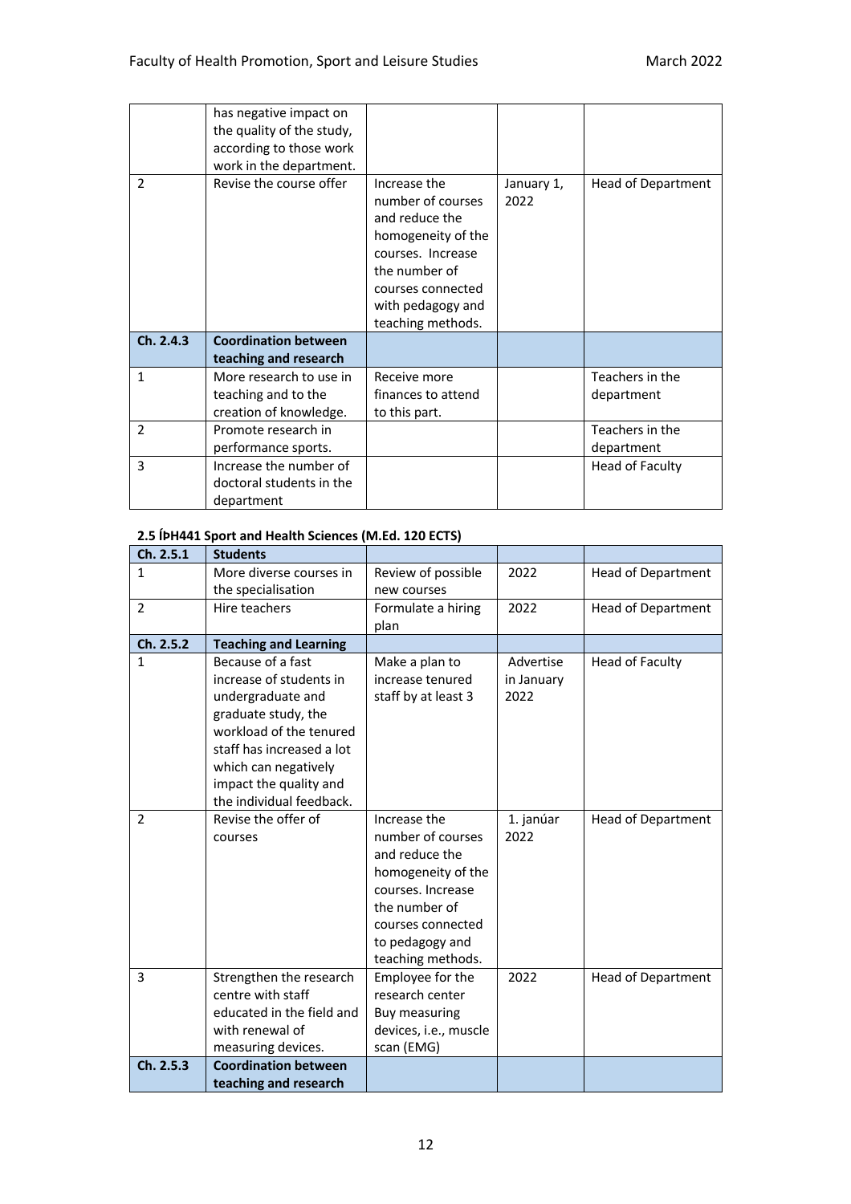| | has negative impact on the quality of the study, according to those work work in the department. | | | |
|---|---|---|---|---|
| 2 | Revise the course offer | Increase the number of courses and reduce the homogeneity of the courses. Increase the number of courses connected with pedagogy and teaching methods. | January 1, 2022 | Head of Department |
| **Ch. 2.4.3** | **Coordination between teaching and research** | | | |
| 1 | More research to use in teaching and to the creation of knowledge. | Receive more finances to attend to this part. | | Teachers in the department |
| 2 | Promote research in performance sports. | | | Teachers in the department |
| 3 | Increase the number of doctoral students in the department | | | Head of Faculty |

**2.5 ÍÞH441 Sport and Health Sciences (M.Ed. 120 ECTS)**

| Ch. 2.5.1 | Students | | | |
|---|---|---|---|---|
| 1 | More diverse courses in the specialisation | Review of possible new courses | 2022 | Head of Department |
| 2 | Hire teachers | Formulate a hiring plan | 2022 | Head of Department |
| **Ch. 2.5.2** | **Teaching and Learning** | | | |
| 1 | Because of a fast increase of students in undergraduate and graduate study, the workload of the tenured staff has increased a lot which can negatively impact the quality and the individual feedback. | Make a plan to increase tenured staff by at least 3 | Advertise in January 2022 | Head of Faculty |
| 2 | Revise the offer of courses | Increase the number of courses and reduce the homogeneity of the courses. Increase the number of courses connected to pedagogy and teaching methods. | 1. janúar 2022 | Head of Department |
| 3 | Strengthen the research centre with staff educated in the field and with renewal of measuring devices. | Employee for the research center Buy measuring devices, i.e., muscle scan (EMG) | 2022 | Head of Department |
| **Ch. 2.5.3** | **Coordination between teaching and research** | | | |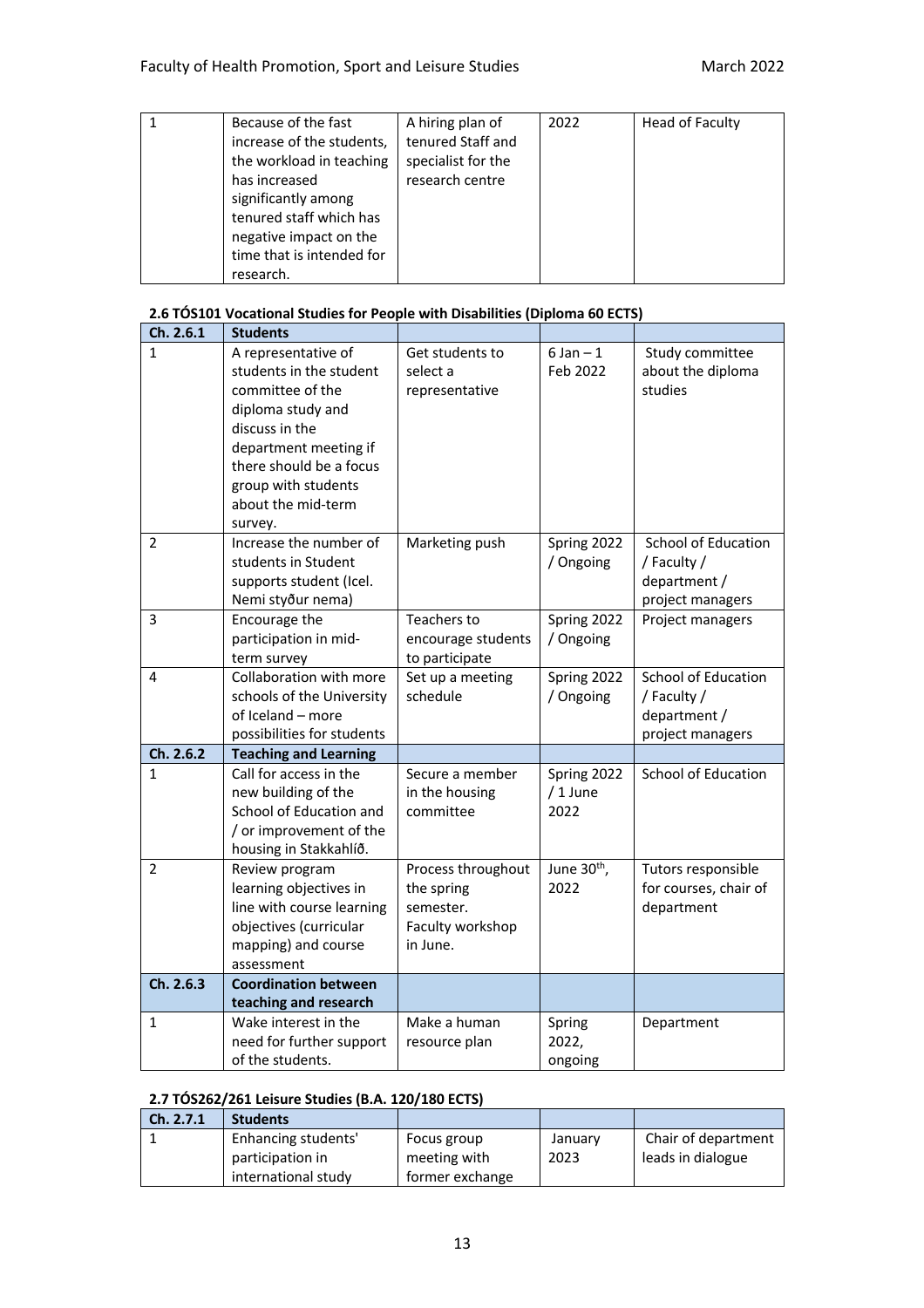| | | | | |
|---|---|---|---|---|
| 1 | Because of the fast increase of the students, the workload in teaching has increased significantly among tenured staff which has negative impact on the time that is intended for research. | A hiring plan of tenured Staff and specialist for the research centre | 2022 | Head of Faculty |

**2.6 TÓS101 Vocational Studies for People with Disabilities (Diploma 60 ECTS)**

| Ch. 2.6.1 | Students | | | |
|---|---|---|---|---|
| 1 | A representative of students in the student committee of the diploma study and discuss in the department meeting if there should be a focus group with students about the mid-term survey. | Get students to select a representative | 6 Jan – 1 Feb 2022 | Study committee about the diploma studies |
| 2 | Increase the number of students in Student supports student (Icel. Nemi styður nema) | Marketing push | Spring 2022 / Ongoing | School of Education / Faculty / department / project managers |
| 3 | Encourage the participation in mid-term survey | Teachers to encourage students to participate | Spring 2022 / Ongoing | Project managers |
| 4 | Collaboration with more schools of the University of Iceland – more possibilities for students | Set up a meeting schedule | Spring 2022 / Ongoing | School of Education / Faculty / department / project managers |
| **Ch. 2.6.2** | **Teaching and Learning** | | | |
| 1 | Call for access in the new building of the School of Education and / or improvement of the housing in Stakkahlíð. | Secure a member in the housing committee | Spring 2022 / 1 June 2022 | School of Education |
| 2 | Review program learning objectives in line with course learning objectives (curricular mapping) and course assessment | Process throughout the spring semester. Faculty workshop in June. | June 30th, 2022 | Tutors responsible for courses, chair of department |
| **Ch. 2.6.3** | **Coordination between teaching and research** | | | |
| 1 | Wake interest in the need for further support of the students. | Make a human resource plan | Spring 2022, ongoing | Department |

**2.7 TÓS262/261 Leisure Studies (B.A. 120/180 ECTS)**

| Ch. 2.7.1 | Students | | | |
|---|---|---|---|---|
| 1 | Enhancing students' participation in international study | Focus group meeting with former exchange | January 2023 | Chair of department leads in dialogue |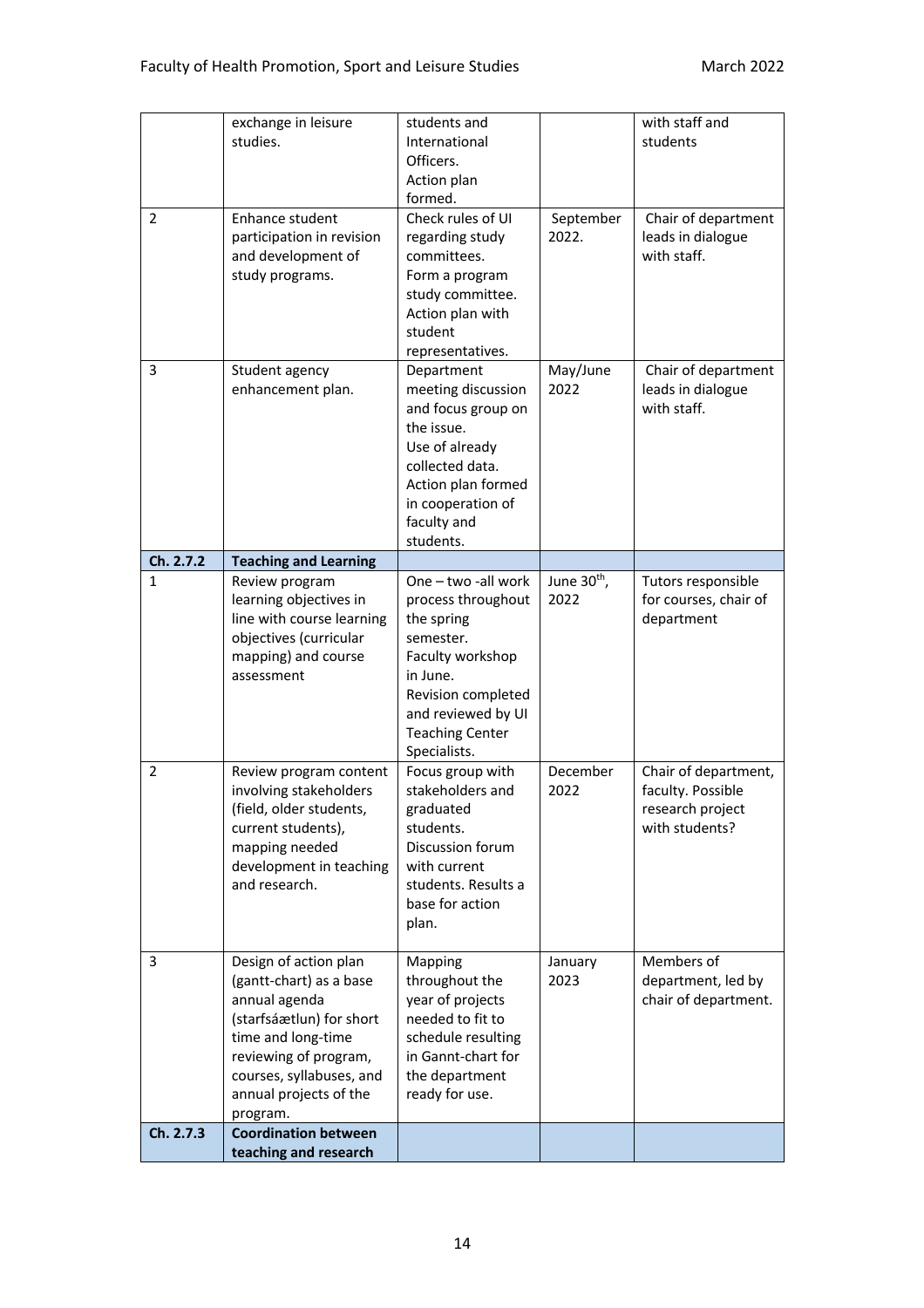| | | | | |
|---|---|---|---|---|
| | exchange in leisure studies. | students and International Officers. Action plan formed. | | with staff and students |
| 2 | Enhance student participation in revision and development of study programs. | Check rules of UI regarding study committees. Form a program study committee. Action plan with student representatives. | September 2022. | Chair of department leads in dialogue with staff. |
| 3 | Student agency enhancement plan. | Department meeting discussion and focus group on the issue. Use of already collected data. Action plan formed in cooperation of faculty and students. | May/June 2022 | Chair of department leads in dialogue with staff. |
| **Ch. 2.7.2** | **Teaching and Learning** | | | |
| 1 | Review program learning objectives in line with course learning objectives (curricular mapping) and course assessment | One – two -all work process throughout the spring semester. Faculty workshop in June. Revision completed and reviewed by UI Teaching Center Specialists. | June 30th, 2022 | Tutors responsible for courses, chair of department |
| 2 | Review program content involving stakeholders (field, older students, current students), mapping needed development in teaching and research. | Focus group with stakeholders and graduated students. Discussion forum with current students. Results a base for action plan. | December 2022 | Chair of department, faculty. Possible research project with students? |
| 3 | Design of action plan (gantt-chart) as a base annual agenda (starfsáætlun) for short time and long-time reviewing of program, courses, syllabuses, and annual projects of the program. | Mapping throughout the year of projects needed to fit to schedule resulting in Gannt-chart for the department ready for use. | January 2023 | Members of department, led by chair of department. |
| **Ch. 2.7.3** | **Coordination between teaching and research** | | | |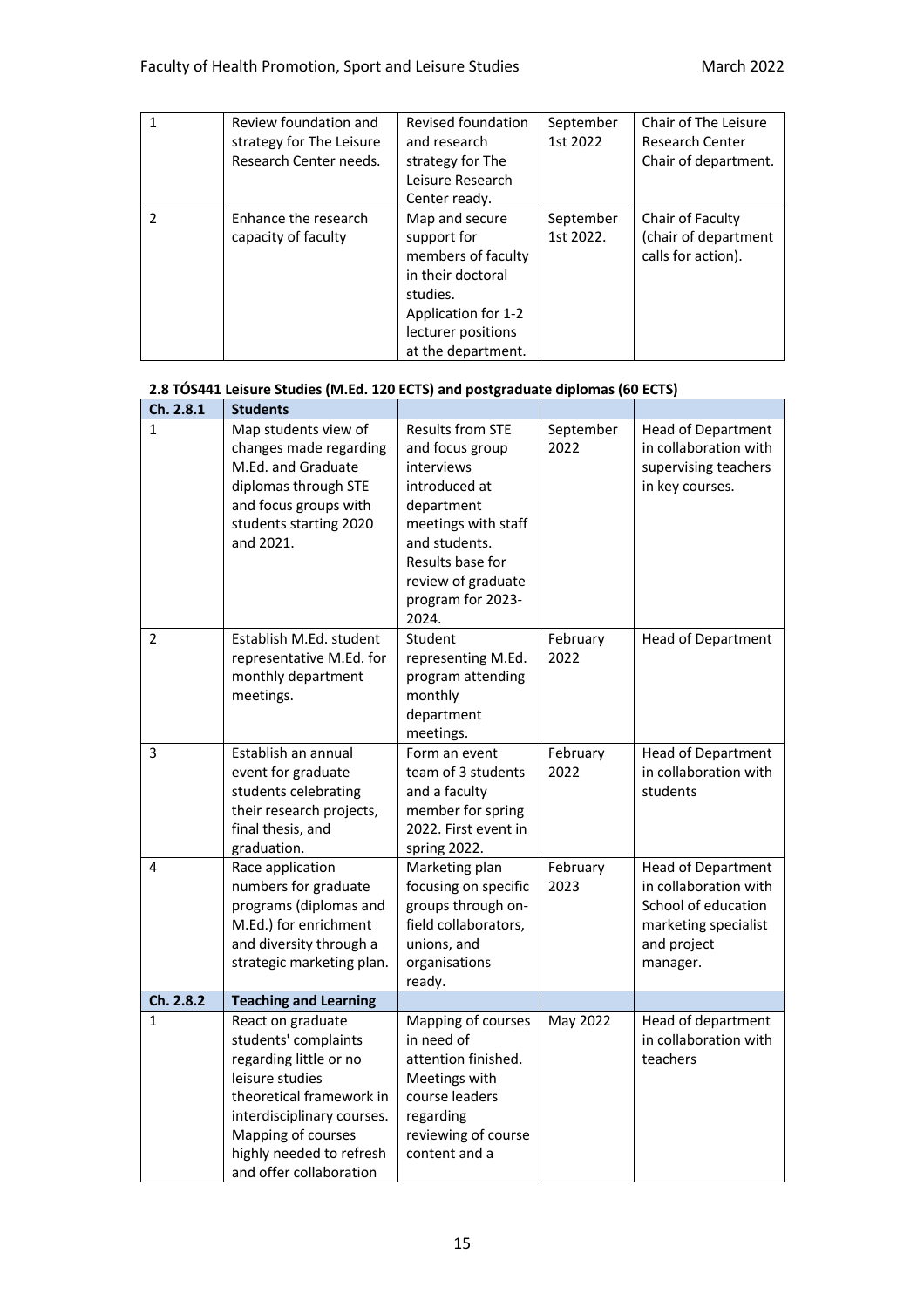| | | | | |
|---|---|---|---|---|
| 1 | Review foundation and strategy for The Leisure Research Center needs. | Revised foundation and research strategy for The Leisure Research Center ready. | September 1st 2022 | Chair of The Leisure Research Center Chair of department. |
| 2 | Enhance the research capacity of faculty | Map and secure support for members of faculty in their doctoral studies. Application for 1-2 lecturer positions at the department. | September 1st 2022. | Chair of Faculty (chair of department calls for action). |

**2.8 TÓS441 Leisure Studies (M.Ed. 120 ECTS) and postgraduate diplomas (60 ECTS)**

| Ch. 2.8.1 | Students | | | |
|---|---|---|---|---|
| 1 | Map students view of changes made regarding M.Ed. and Graduate diplomas through STE and focus groups with students starting 2020 and 2021. | Results from STE and focus group interviews introduced at department meetings with staff and students. Results base for review of graduate program for 2023-2024. | September 2022 | Head of Department in collaboration with supervising teachers in key courses. |
| 2 | Establish M.Ed. student representative M.Ed. for monthly department meetings. | Student representing M.Ed. program attending monthly department meetings. | February 2022 | Head of Department |
| 3 | Establish an annual event for graduate students celebrating their research projects, final thesis, and graduation. | Form an event team of 3 students and a faculty member for spring 2022. First event in spring 2022. | February 2022 | Head of Department in collaboration with students |
| 4 | Race application numbers for graduate programs (diplomas and M.Ed.) for enrichment and diversity through a strategic marketing plan. | Marketing plan focusing on specific groups through on-field collaborators, unions, and organisations ready. | February 2023 | Head of Department in collaboration with School of education marketing specialist and project manager. |
| **Ch. 2.8.2** | **Teaching and Learning** | | | |
| 1 | React on graduate students' complaints regarding little or no leisure studies theoretical framework in interdisciplinary courses. Mapping of courses highly needed to refresh and offer collaboration | Mapping of courses in need of attention finished. Meetings with course leaders regarding reviewing of course content and a | May 2022 | Head of department in collaboration with teachers |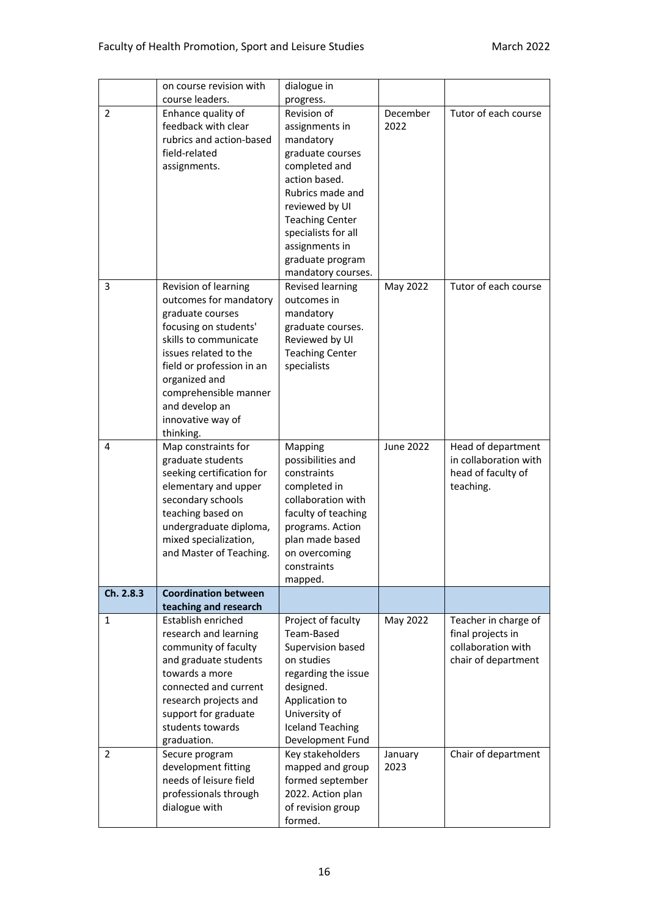| | on course revision with course leaders. | dialogue in progress. | | |
|---|---|---|---|---|
| 2 | Enhance quality of feedback with clear rubrics and action-based field-related assignments. | Revision of assignments in mandatory graduate courses completed and action based. Rubrics made and reviewed by UI Teaching Center specialists for all assignments in graduate program mandatory courses. | December 2022 | Tutor of each course |
| 3 | Revision of learning outcomes for mandatory graduate courses focusing on students' skills to communicate issues related to the field or profession in an organized and comprehensible manner and develop an innovative way of thinking. | Revised learning outcomes in mandatory graduate courses. Reviewed by UI Teaching Center specialists | May 2022 | Tutor of each course |
| 4 | Map constraints for graduate students seeking certification for elementary and upper secondary schools teaching based on undergraduate diploma, mixed specialization, and Master of Teaching. | Mapping possibilities and constraints completed in collaboration with faculty of teaching programs. Action plan made based on overcoming constraints mapped. | June 2022 | Head of department in collaboration with head of faculty of teaching. |
| **Ch. 2.8.3** | **Coordination between teaching and research** | | | |
| 1 | Establish enriched research and learning community of faculty and graduate students towards a more connected and current research projects and support for graduate students towards graduation. | Project of faculty Team-Based Supervision based on studies regarding the issue designed. Application to University of Iceland Teaching Development Fund | May 2022 | Teacher in charge of final projects in collaboration with chair of department |
| 2 | Secure program development fitting needs of leisure field professionals through dialogue with | Key stakeholders mapped and group formed september 2022. Action plan of revision group formed. | January 2023 | Chair of department |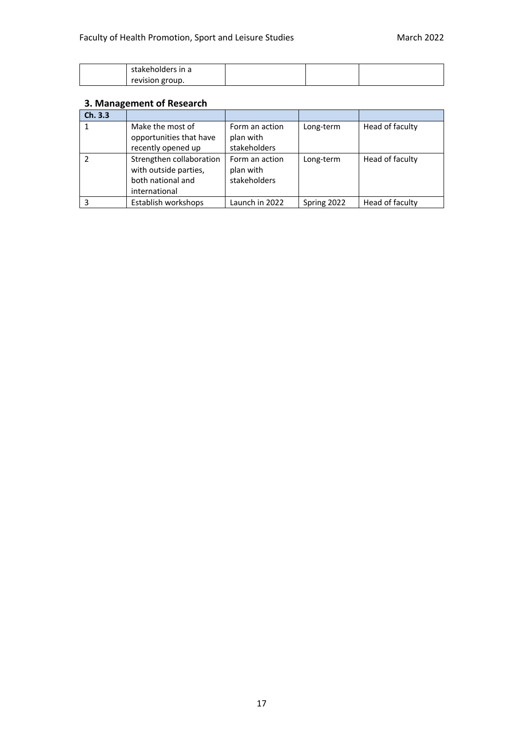| | | | | |
|---|---|---|---|---|
| | stakeholders in a revision group. | | | |

## 3. Management of Research

| Ch. 3.3 | | | | |
|---|---|---|---|---|
| 1 | Make the most of opportunities that have recently opened up | Form an action plan with stakeholders | Long-term | Head of faculty |
| 2 | Strengthen collaboration with outside parties, both national and international | Form an action plan with stakeholders | Long-term | Head of faculty |
| 3 | Establish workshops | Launch in 2022 | Spring 2022 | Head of faculty |